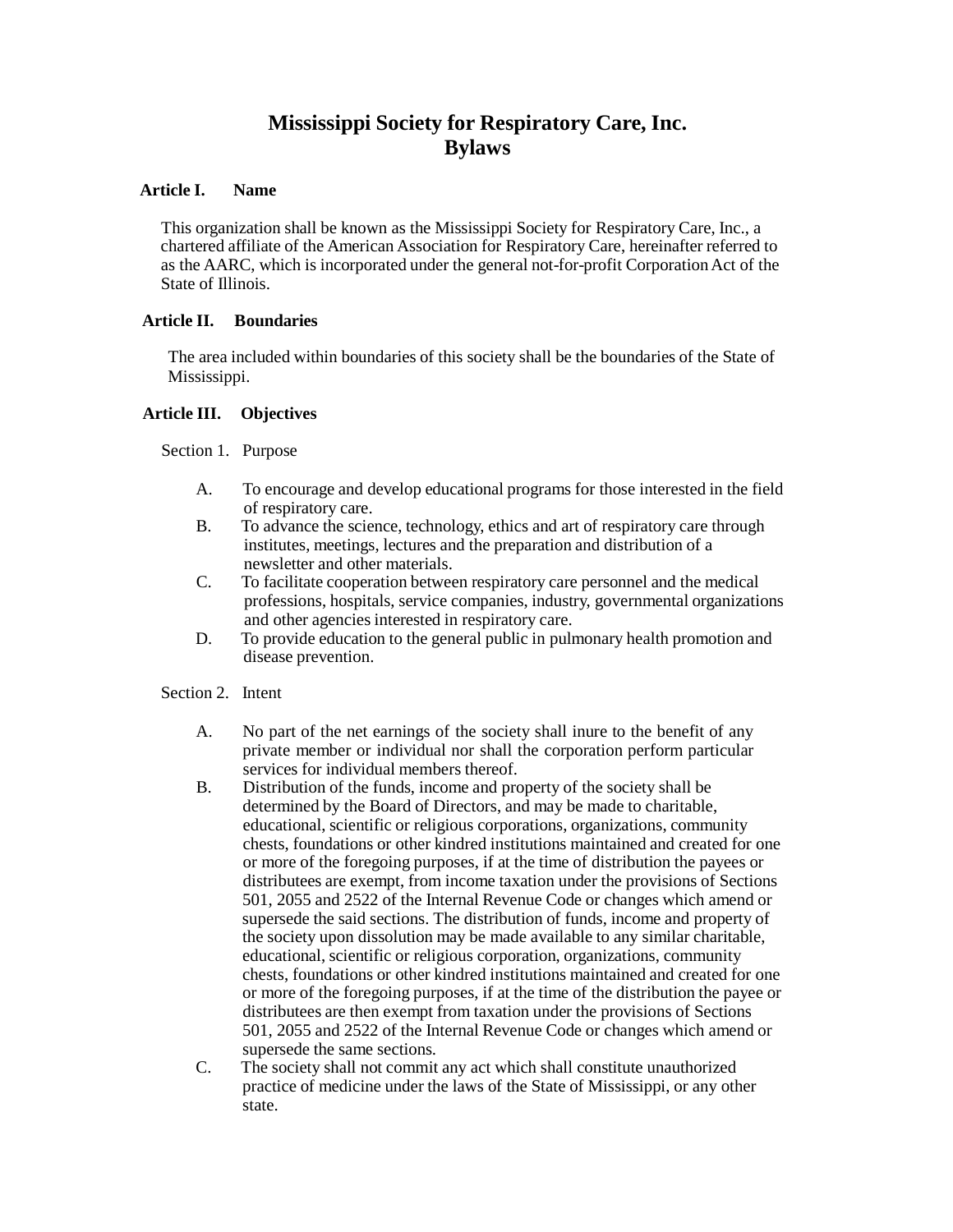# Mississippi Society for Respiratory Care, Inc.
# Bylaws

## Article I. Name

This organization shall be known as the Mississippi Society for Respiratory Care, Inc., a chartered affiliate of the American Association for Respiratory Care, hereinafter referred to as the AARC, which is incorporated under the general not-for-profit Corporation Act of the State of Illinois.

## Article II. Boundaries

The area included within boundaries of this society shall be the boundaries of the State of Mississippi.

## Article III. Objectives

### Section 1. Purpose

A. To encourage and develop educational programs for those interested in the field of respiratory care.

B. To advance the science, technology, ethics and art of respiratory care through institutes, meetings, lectures and the preparation and distribution of a newsletter and other materials.

C. To facilitate cooperation between respiratory care personnel and the medical professions, hospitals, service companies, industry, governmental organizations and other agencies interested in respiratory care.

D. To provide education to the general public in pulmonary health promotion and disease prevention.

### Section 2. Intent

A. No part of the net earnings of the society shall inure to the benefit of any private member or individual nor shall the corporation perform particular services for individual members thereof.

B. Distribution of the funds, income and property of the society shall be determined by the Board of Directors, and may be made to charitable, educational, scientific or religious corporations, organizations, community chests, foundations or other kindred institutions maintained and created for one or more of the foregoing purposes, if at the time of distribution the payees or distributees are exempt, from income taxation under the provisions of Sections 501, 2055 and 2522 of the Internal Revenue Code or changes which amend or supersede the said sections. The distribution of funds, income and property of the society upon dissolution may be made available to any similar charitable, educational, scientific or religious corporation, organizations, community chests, foundations or other kindred institutions maintained and created for one or more of the foregoing purposes, if at the time of the distribution the payee or distributees are then exempt from taxation under the provisions of Sections 501, 2055 and 2522 of the Internal Revenue Code or changes which amend or supersede the same sections.

C. The society shall not commit any act which shall constitute unauthorized practice of medicine under the laws of the State of Mississippi, or any other state.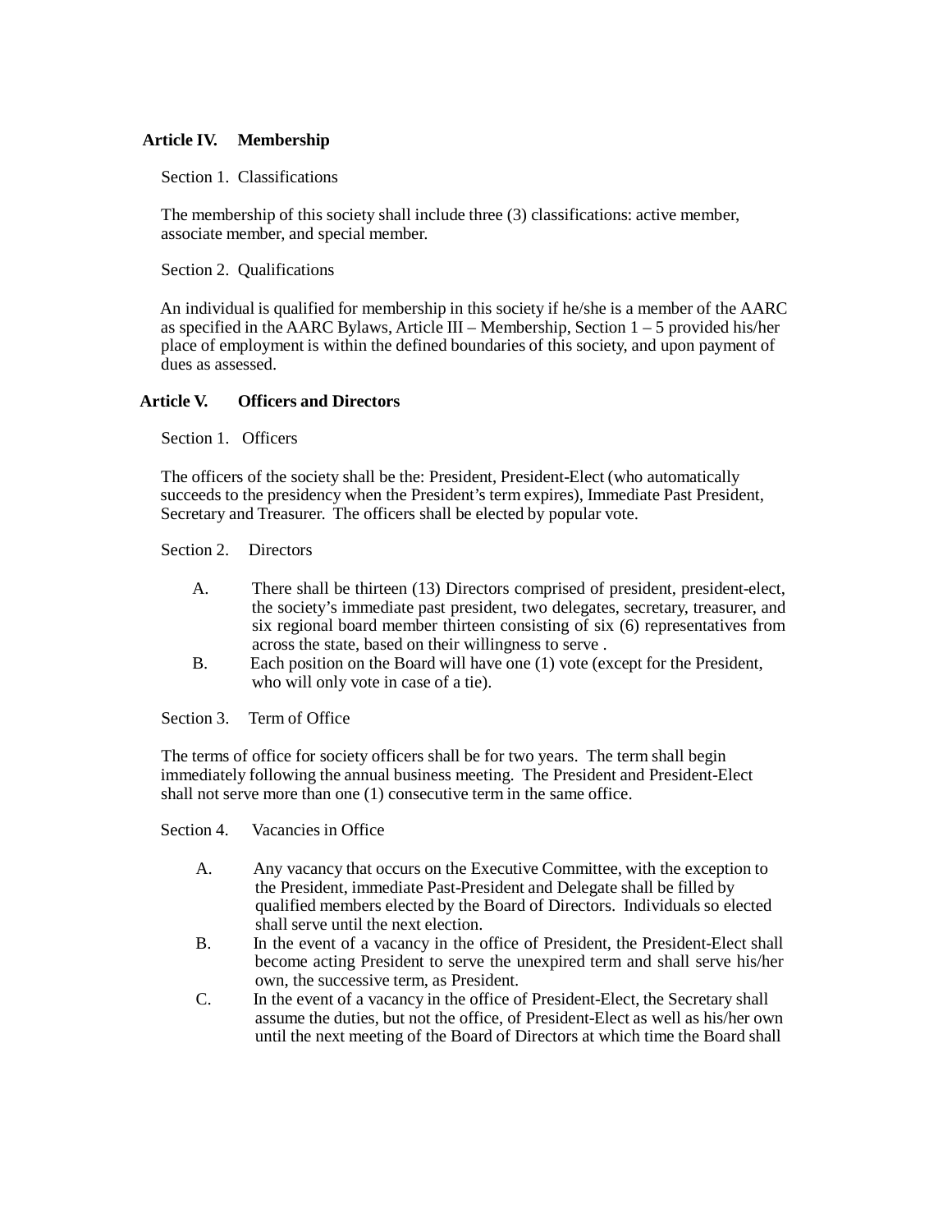## Article IV. Membership

Section 1. Classifications

The membership of this society shall include three (3) classifications: active member, associate member, and special member.

Section 2. Qualifications

An individual is qualified for membership in this society if he/she is a member of the AARC as specified in the AARC Bylaws, Article III – Membership, Section 1 – 5 provided his/her place of employment is within the defined boundaries of this society, and upon payment of dues as assessed.

## Article V. Officers and Directors

Section 1. Officers

The officers of the society shall be the: President, President-Elect (who automatically succeeds to the presidency when the President's term expires), Immediate Past President, Secretary and Treasurer. The officers shall be elected by popular vote.

Section 2. Directors

A. There shall be thirteen (13) Directors comprised of president, president-elect, the society's immediate past president, two delegates, secretary, treasurer, and six regional board member thirteen consisting of six (6) representatives from across the state, based on their willingness to serve .

B. Each position on the Board will have one (1) vote (except for the President, who will only vote in case of a tie).

Section 3. Term of Office

The terms of office for society officers shall be for two years. The term shall begin immediately following the annual business meeting. The President and President-Elect shall not serve more than one (1) consecutive term in the same office.

Section 4. Vacancies in Office

A. Any vacancy that occurs on the Executive Committee, with the exception to the President, immediate Past-President and Delegate shall be filled by qualified members elected by the Board of Directors. Individuals so elected shall serve until the next election.

B. In the event of a vacancy in the office of President, the President-Elect shall become acting President to serve the unexpired term and shall serve his/her own, the successive term, as President.

C. In the event of a vacancy in the office of President-Elect, the Secretary shall assume the duties, but not the office, of President-Elect as well as his/her own until the next meeting of the Board of Directors at which time the Board shall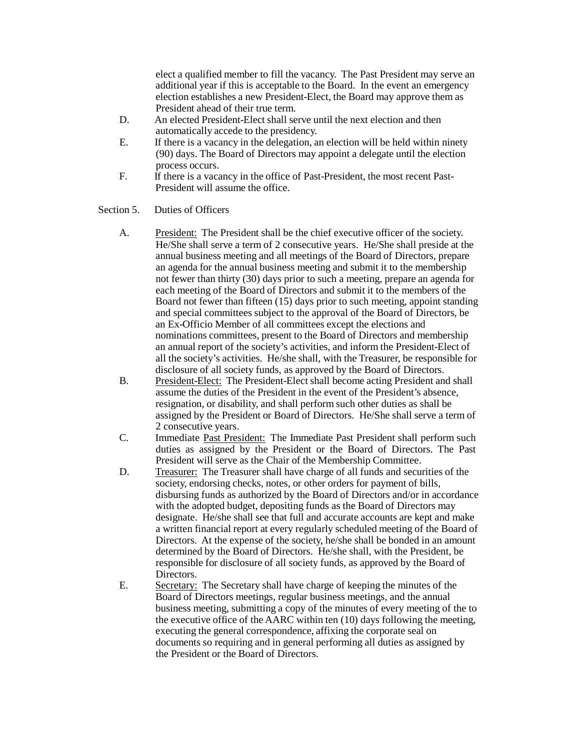elect a qualified member to fill the vacancy. The Past President may serve an additional year if this is acceptable to the Board. In the event an emergency election establishes a new President-Elect, the Board may approve them as President ahead of their true term.

D. An elected President-Elect shall serve until the next election and then automatically accede to the presidency.

E. If there is a vacancy in the delegation, an election will be held within ninety (90) days. The Board of Directors may appoint a delegate until the election process occurs.

F. If there is a vacancy in the office of Past-President, the most recent Past-President will assume the office.

Section 5. Duties of Officers

A. President: The President shall be the chief executive officer of the society. He/She shall serve a term of 2 consecutive years. He/She shall preside at the annual business meeting and all meetings of the Board of Directors, prepare an agenda for the annual business meeting and submit it to the membership not fewer than thirty (30) days prior to such a meeting, prepare an agenda for each meeting of the Board of Directors and submit it to the members of the Board not fewer than fifteen (15) days prior to such meeting, appoint standing and special committees subject to the approval of the Board of Directors, be an Ex-Officio Member of all committees except the elections and nominations committees, present to the Board of Directors and membership an annual report of the society's activities, and inform the President-Elect of all the society's activities. He/she shall, with the Treasurer, be responsible for disclosure of all society funds, as approved by the Board of Directors.

B. President-Elect: The President-Elect shall become acting President and shall assume the duties of the President in the event of the President's absence, resignation, or disability, and shall perform such other duties as shall be assigned by the President or Board of Directors. He/She shall serve a term of 2 consecutive years.

C. Immediate Past President: The Immediate Past President shall perform such duties as assigned by the President or the Board of Directors. The Past President will serve as the Chair of the Membership Committee.

D. Treasurer: The Treasurer shall have charge of all funds and securities of the society, endorsing checks, notes, or other orders for payment of bills, disbursing funds as authorized by the Board of Directors and/or in accordance with the adopted budget, depositing funds as the Board of Directors may designate. He/she shall see that full and accurate accounts are kept and make a written financial report at every regularly scheduled meeting of the Board of Directors. At the expense of the society, he/she shall be bonded in an amount determined by the Board of Directors. He/she shall, with the President, be responsible for disclosure of all society funds, as approved by the Board of Directors.

E. Secretary: The Secretary shall have charge of keeping the minutes of the Board of Directors meetings, regular business meetings, and the annual business meeting, submitting a copy of the minutes of every meeting of the to the executive office of the AARC within ten (10) days following the meeting, executing the general correspondence, affixing the corporate seal on documents so requiring and in general performing all duties as assigned by the President or the Board of Directors.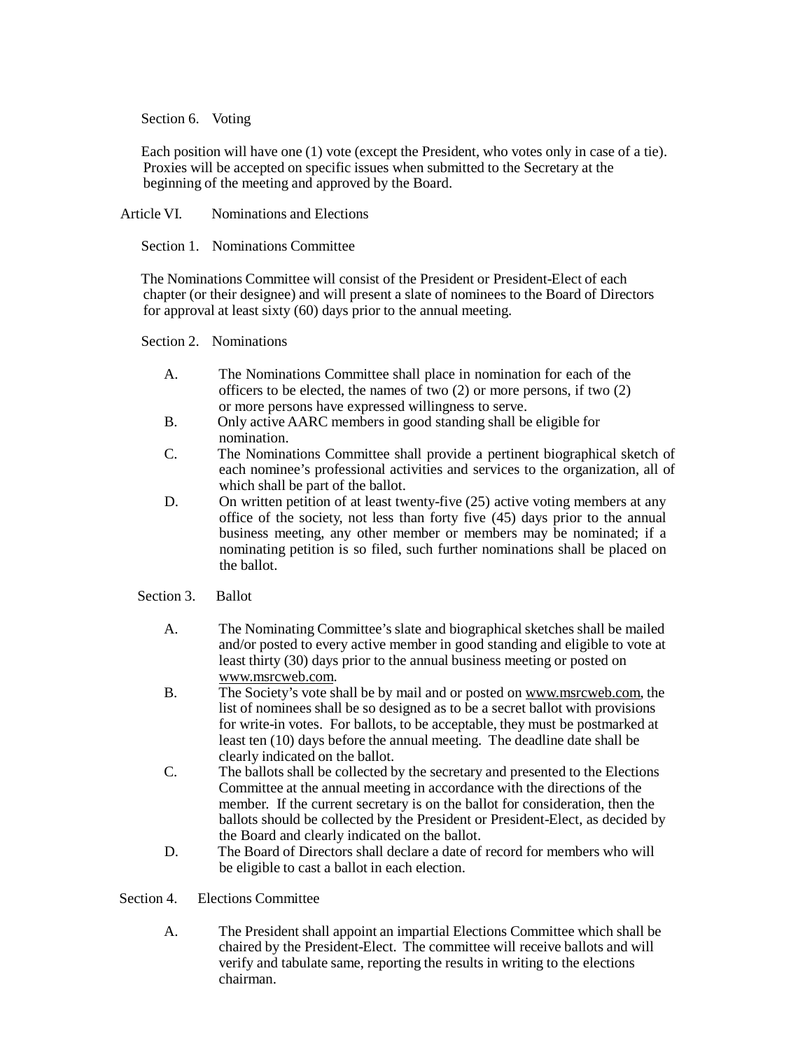### Section 6. Voting

Each position will have one (1) vote (except the President, who votes only in case of a tie). Proxies will be accepted on specific issues when submitted to the Secretary at the beginning of the meeting and approved by the Board.

## Article VI. Nominations and Elections

### Section 1. Nominations Committee

The Nominations Committee will consist of the President or President-Elect of each chapter (or their designee) and will present a slate of nominees to the Board of Directors for approval at least sixty (60) days prior to the annual meeting.

### Section 2. Nominations

A. The Nominations Committee shall place in nomination for each of the officers to be elected, the names of two (2) or more persons, if two (2) or more persons have expressed willingness to serve.

B. Only active AARC members in good standing shall be eligible for nomination.

C. The Nominations Committee shall provide a pertinent biographical sketch of each nominee's professional activities and services to the organization, all of which shall be part of the ballot.

D. On written petition of at least twenty-five (25) active voting members at any office of the society, not less than forty five (45) days prior to the annual business meeting, any other member or members may be nominated; if a nominating petition is so filed, such further nominations shall be placed on the ballot.

### Section 3. Ballot

A. The Nominating Committee's slate and biographical sketches shall be mailed and/or posted to every active member in good standing and eligible to vote at least thirty (30) days prior to the annual business meeting or posted on www.msrcweb.com.

B. The Society's vote shall be by mail and or posted on www.msrcweb.com, the list of nominees shall be so designed as to be a secret ballot with provisions for write-in votes. For ballots, to be acceptable, they must be postmarked at least ten (10) days before the annual meeting. The deadline date shall be clearly indicated on the ballot.

C. The ballots shall be collected by the secretary and presented to the Elections Committee at the annual meeting in accordance with the directions of the member. If the current secretary is on the ballot for consideration, then the ballots should be collected by the President or President-Elect, as decided by the Board and clearly indicated on the ballot.

D. The Board of Directors shall declare a date of record for members who will be eligible to cast a ballot in each election.

### Section 4. Elections Committee

A. The President shall appoint an impartial Elections Committee which shall be chaired by the President-Elect. The committee will receive ballots and will verify and tabulate same, reporting the results in writing to the elections chairman.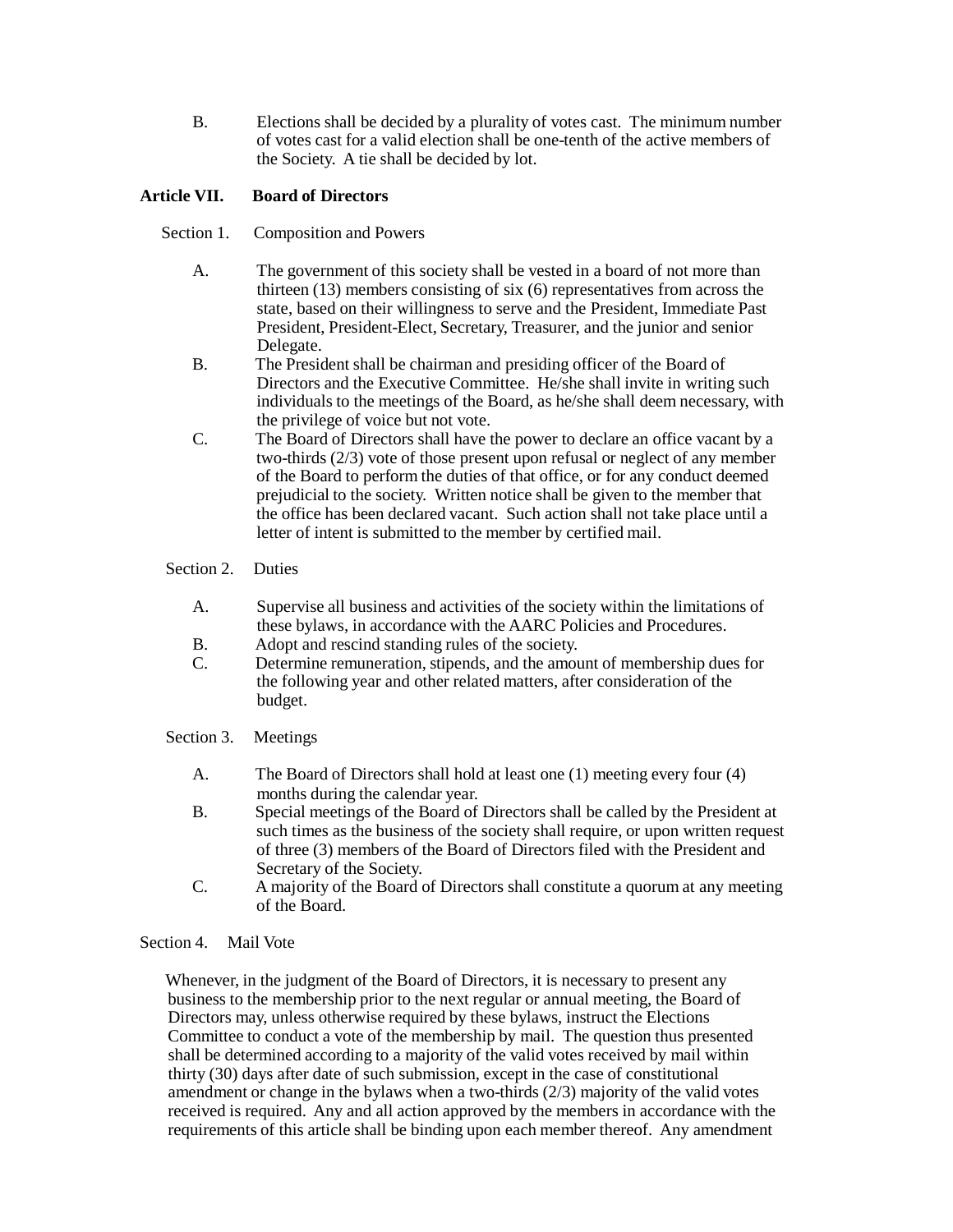B. Elections shall be decided by a plurality of votes cast. The minimum number of votes cast for a valid election shall be one-tenth of the active members of the Society. A tie shall be decided by lot.

## Article VII. Board of Directors

### Section 1. Composition and Powers

A. The government of this society shall be vested in a board of not more than thirteen (13) members consisting of six (6) representatives from across the state, based on their willingness to serve and the President, Immediate Past President, President-Elect, Secretary, Treasurer, and the junior and senior Delegate.

B. The President shall be chairman and presiding officer of the Board of Directors and the Executive Committee. He/she shall invite in writing such individuals to the meetings of the Board, as he/she shall deem necessary, with the privilege of voice but not vote.

C. The Board of Directors shall have the power to declare an office vacant by a two-thirds (2/3) vote of those present upon refusal or neglect of any member of the Board to perform the duties of that office, or for any conduct deemed prejudicial to the society. Written notice shall be given to the member that the office has been declared vacant. Such action shall not take place until a letter of intent is submitted to the member by certified mail.

### Section 2. Duties

A. Supervise all business and activities of the society within the limitations of these bylaws, in accordance with the AARC Policies and Procedures.

B. Adopt and rescind standing rules of the society.

C. Determine remuneration, stipends, and the amount of membership dues for the following year and other related matters, after consideration of the budget.

### Section 3. Meetings

A. The Board of Directors shall hold at least one (1) meeting every four (4) months during the calendar year.

B. Special meetings of the Board of Directors shall be called by the President at such times as the business of the society shall require, or upon written request of three (3) members of the Board of Directors filed with the President and Secretary of the Society.

C. A majority of the Board of Directors shall constitute a quorum at any meeting of the Board.

### Section 4. Mail Vote

Whenever, in the judgment of the Board of Directors, it is necessary to present any business to the membership prior to the next regular or annual meeting, the Board of Directors may, unless otherwise required by these bylaws, instruct the Elections Committee to conduct a vote of the membership by mail. The question thus presented shall be determined according to a majority of the valid votes received by mail within thirty (30) days after date of such submission, except in the case of constitutional amendment or change in the bylaws when a two-thirds (2/3) majority of the valid votes received is required. Any and all action approved by the members in accordance with the requirements of this article shall be binding upon each member thereof. Any amendment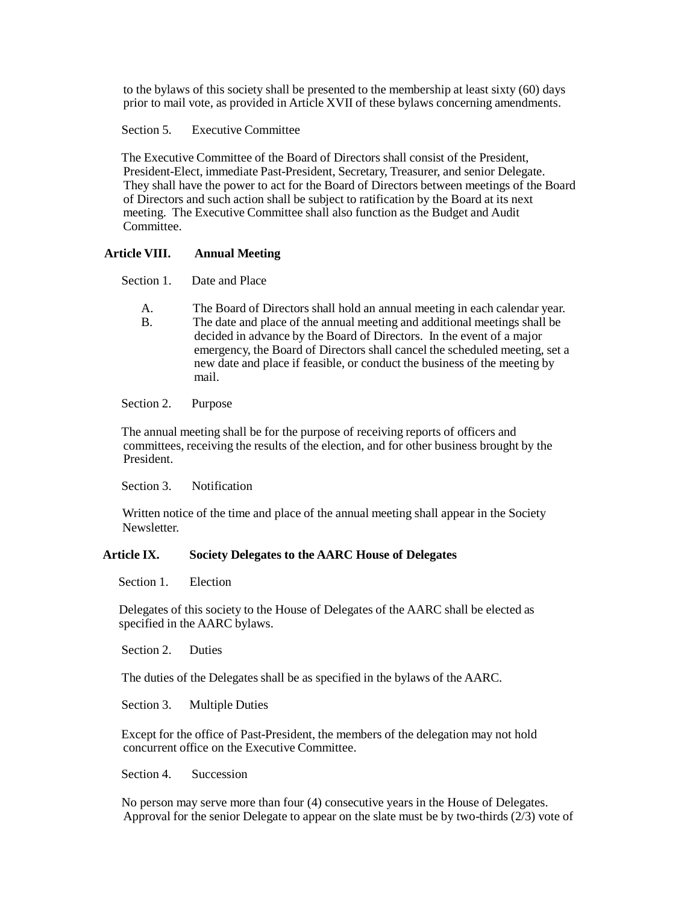to the bylaws of this society shall be presented to the membership at least sixty (60) days prior to mail vote, as provided in Article XVII of these bylaws concerning amendments.

Section 5. Executive Committee

The Executive Committee of the Board of Directors shall consist of the President, President-Elect, immediate Past-President, Secretary, Treasurer, and senior Delegate. They shall have the power to act for the Board of Directors between meetings of the Board of Directors and such action shall be subject to ratification by the Board at its next meeting. The Executive Committee shall also function as the Budget and Audit Committee.

## Article VIII. Annual Meeting

Section 1. Date and Place

A. The Board of Directors shall hold an annual meeting in each calendar year.
B. The date and place of the annual meeting and additional meetings shall be decided in advance by the Board of Directors. In the event of a major emergency, the Board of Directors shall cancel the scheduled meeting, set a new date and place if feasible, or conduct the business of the meeting by mail.

Section 2. Purpose

The annual meeting shall be for the purpose of receiving reports of officers and committees, receiving the results of the election, and for other business brought by the President.

Section 3. Notification

Written notice of the time and place of the annual meeting shall appear in the Society Newsletter.

## Article IX. Society Delegates to the AARC House of Delegates

Section 1. Election

Delegates of this society to the House of Delegates of the AARC shall be elected as specified in the AARC bylaws.

Section 2. Duties

The duties of the Delegates shall be as specified in the bylaws of the AARC.

Section 3. Multiple Duties

Except for the office of Past-President, the members of the delegation may not hold concurrent office on the Executive Committee.

Section 4. Succession

No person may serve more than four (4) consecutive years in the House of Delegates. Approval for the senior Delegate to appear on the slate must be by two-thirds (2/3) vote of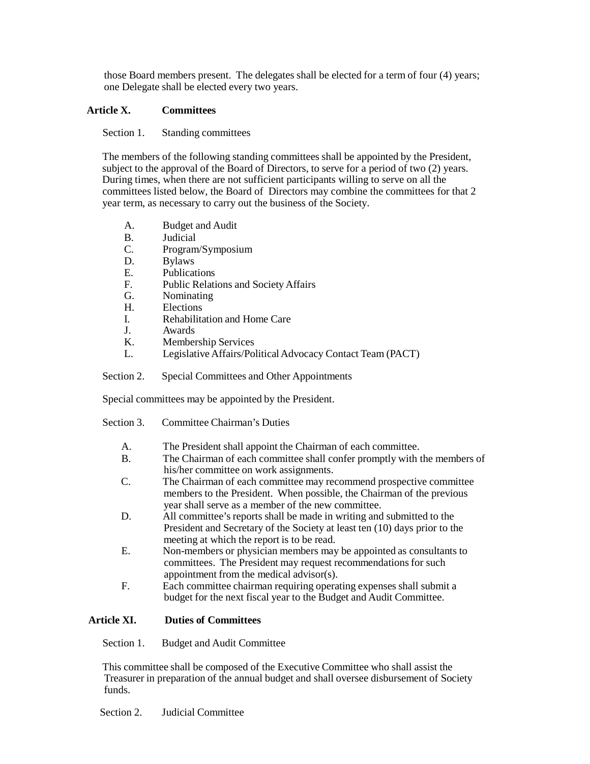those Board members present. The delegates shall be elected for a term of four (4) years; one Delegate shall be elected every two years.

## Article X. Committees

Section 1. Standing committees

The members of the following standing committees shall be appointed by the President, subject to the approval of the Board of Directors, to serve for a period of two (2) years. During times, when there are not sufficient participants willing to serve on all the committees listed below, the Board of Directors may combine the committees for that 2 year term, as necessary to carry out the business of the Society.

A. Budget and Audit
B. Judicial
C. Program/Symposium
D. Bylaws
E. Publications
F. Public Relations and Society Affairs
G. Nominating
H. Elections
I. Rehabilitation and Home Care
J. Awards
K. Membership Services
L. Legislative Affairs/Political Advocacy Contact Team (PACT)

Section 2. Special Committees and Other Appointments

Special committees may be appointed by the President.

Section 3. Committee Chairman's Duties

A. The President shall appoint the Chairman of each committee.
B. The Chairman of each committee shall confer promptly with the members of his/her committee on work assignments.
C. The Chairman of each committee may recommend prospective committee members to the President. When possible, the Chairman of the previous year shall serve as a member of the new committee.
D. All committee's reports shall be made in writing and submitted to the President and Secretary of the Society at least ten (10) days prior to the meeting at which the report is to be read.
E. Non-members or physician members may be appointed as consultants to committees. The President may request recommendations for such appointment from the medical advisor(s).
F. Each committee chairman requiring operating expenses shall submit a budget for the next fiscal year to the Budget and Audit Committee.

## Article XI. Duties of Committees

Section 1. Budget and Audit Committee

This committee shall be composed of the Executive Committee who shall assist the Treasurer in preparation of the annual budget and shall oversee disbursement of Society funds.

Section 2. Judicial Committee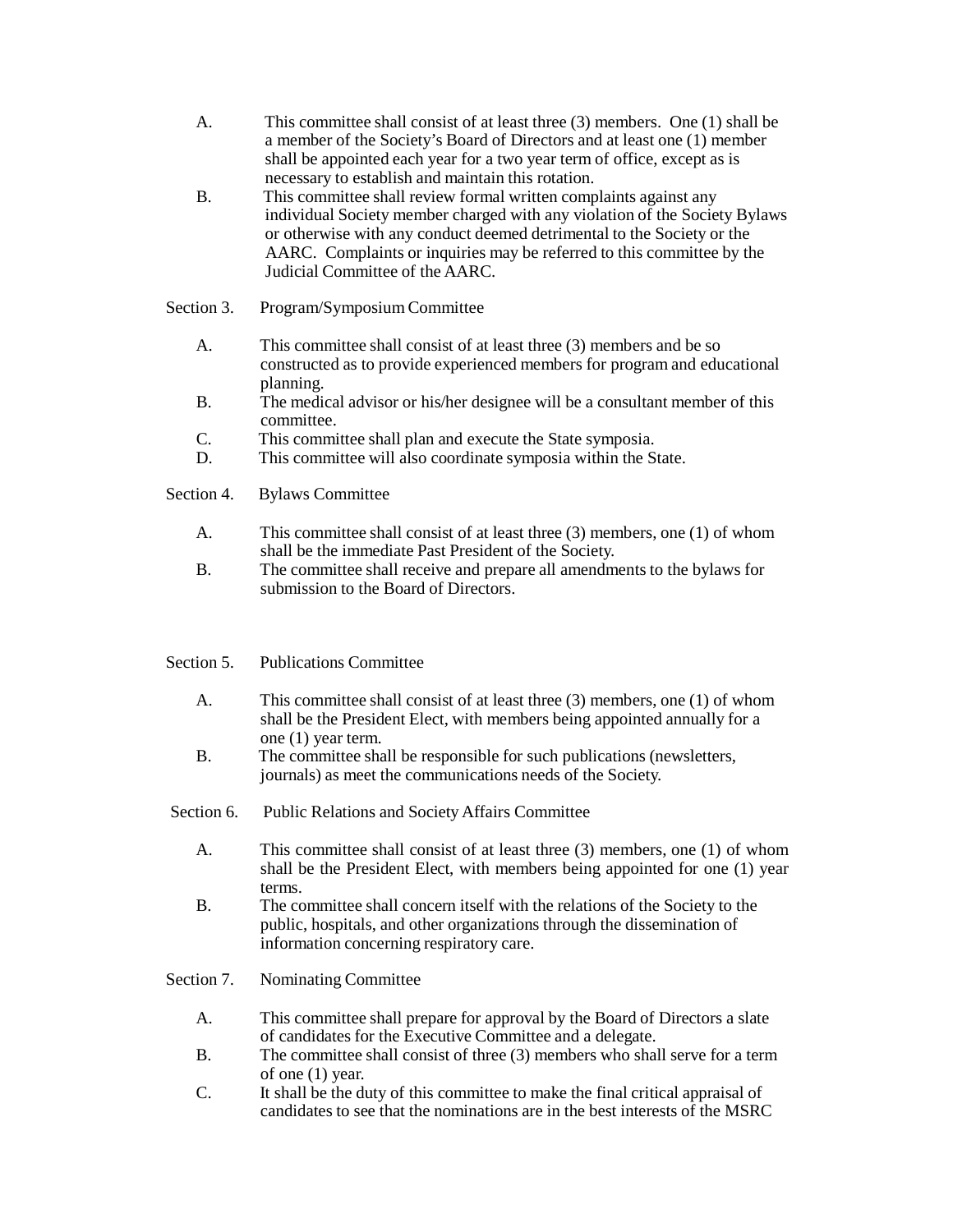A. This committee shall consist of at least three (3) members. One (1) shall be a member of the Society's Board of Directors and at least one (1) member shall be appointed each year for a two year term of office, except as is necessary to establish and maintain this rotation.

B. This committee shall review formal written complaints against any individual Society member charged with any violation of the Society Bylaws or otherwise with any conduct deemed detrimental to the Society or the AARC. Complaints or inquiries may be referred to this committee by the Judicial Committee of the AARC.

Section 3. Program/Symposium Committee

A. This committee shall consist of at least three (3) members and be so constructed as to provide experienced members for program and educational planning.

B. The medical advisor or his/her designee will be a consultant member of this committee.

C. This committee shall plan and execute the State symposia.

D. This committee will also coordinate symposia within the State.

Section 4. Bylaws Committee

A. This committee shall consist of at least three (3) members, one (1) of whom shall be the immediate Past President of the Society.

B. The committee shall receive and prepare all amendments to the bylaws for submission to the Board of Directors.

Section 5. Publications Committee

A. This committee shall consist of at least three (3) members, one (1) of whom shall be the President Elect, with members being appointed annually for a one (1) year term.

B. The committee shall be responsible for such publications (newsletters, journals) as meet the communications needs of the Society.

Section 6. Public Relations and Society Affairs Committee

A. This committee shall consist of at least three (3) members, one (1) of whom shall be the President Elect, with members being appointed for one (1) year terms.

B. The committee shall concern itself with the relations of the Society to the public, hospitals, and other organizations through the dissemination of information concerning respiratory care.

Section 7. Nominating Committee

A. This committee shall prepare for approval by the Board of Directors a slate of candidates for the Executive Committee and a delegate.

B. The committee shall consist of three (3) members who shall serve for a term of one (1) year.

C. It shall be the duty of this committee to make the final critical appraisal of candidates to see that the nominations are in the best interests of the MSRC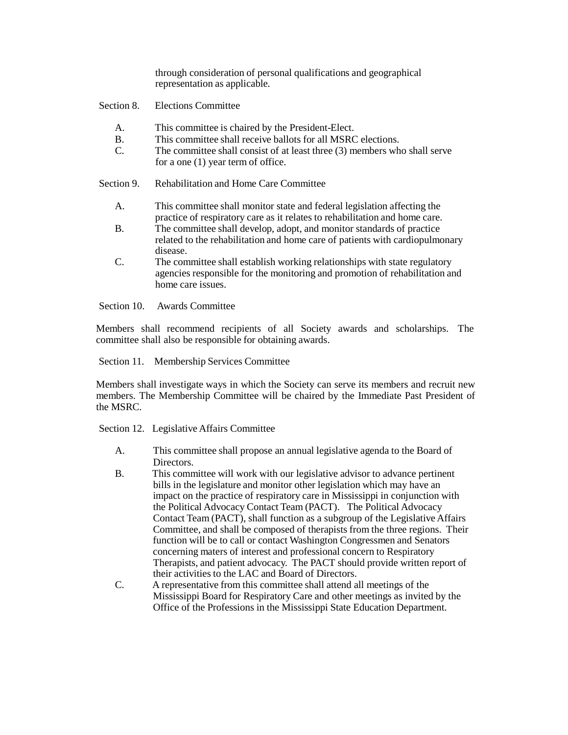through consideration of personal qualifications and geographical representation as applicable.

Section 8. Elections Committee

A. This committee is chaired by the President-Elect.
B. This committee shall receive ballots for all MSRC elections.
C. The committee shall consist of at least three (3) members who shall serve for a one (1) year term of office.

Section 9. Rehabilitation and Home Care Committee

A. This committee shall monitor state and federal legislation affecting the practice of respiratory care as it relates to rehabilitation and home care.
B. The committee shall develop, adopt, and monitor standards of practice related to the rehabilitation and home care of patients with cardiopulmonary disease.
C. The committee shall establish working relationships with state regulatory agencies responsible for the monitoring and promotion of rehabilitation and home care issues.

Section 10. Awards Committee

Members shall recommend recipients of all Society awards and scholarships. The committee shall also be responsible for obtaining awards.

Section 11. Membership Services Committee

Members shall investigate ways in which the Society can serve its members and recruit new members. The Membership Committee will be chaired by the Immediate Past President of the MSRC.

Section 12. Legislative Affairs Committee

A. This committee shall propose an annual legislative agenda to the Board of Directors.
B. This committee will work with our legislative advisor to advance pertinent bills in the legislature and monitor other legislation which may have an impact on the practice of respiratory care in Mississippi in conjunction with the Political Advocacy Contact Team (PACT). The Political Advocacy Contact Team (PACT), shall function as a subgroup of the Legislative Affairs Committee, and shall be composed of therapists from the three regions. Their function will be to call or contact Washington Congressmen and Senators concerning maters of interest and professional concern to Respiratory Therapists, and patient advocacy. The PACT should provide written report of their activities to the LAC and Board of Directors.
C. A representative from this committee shall attend all meetings of the Mississippi Board for Respiratory Care and other meetings as invited by the Office of the Professions in the Mississippi State Education Department.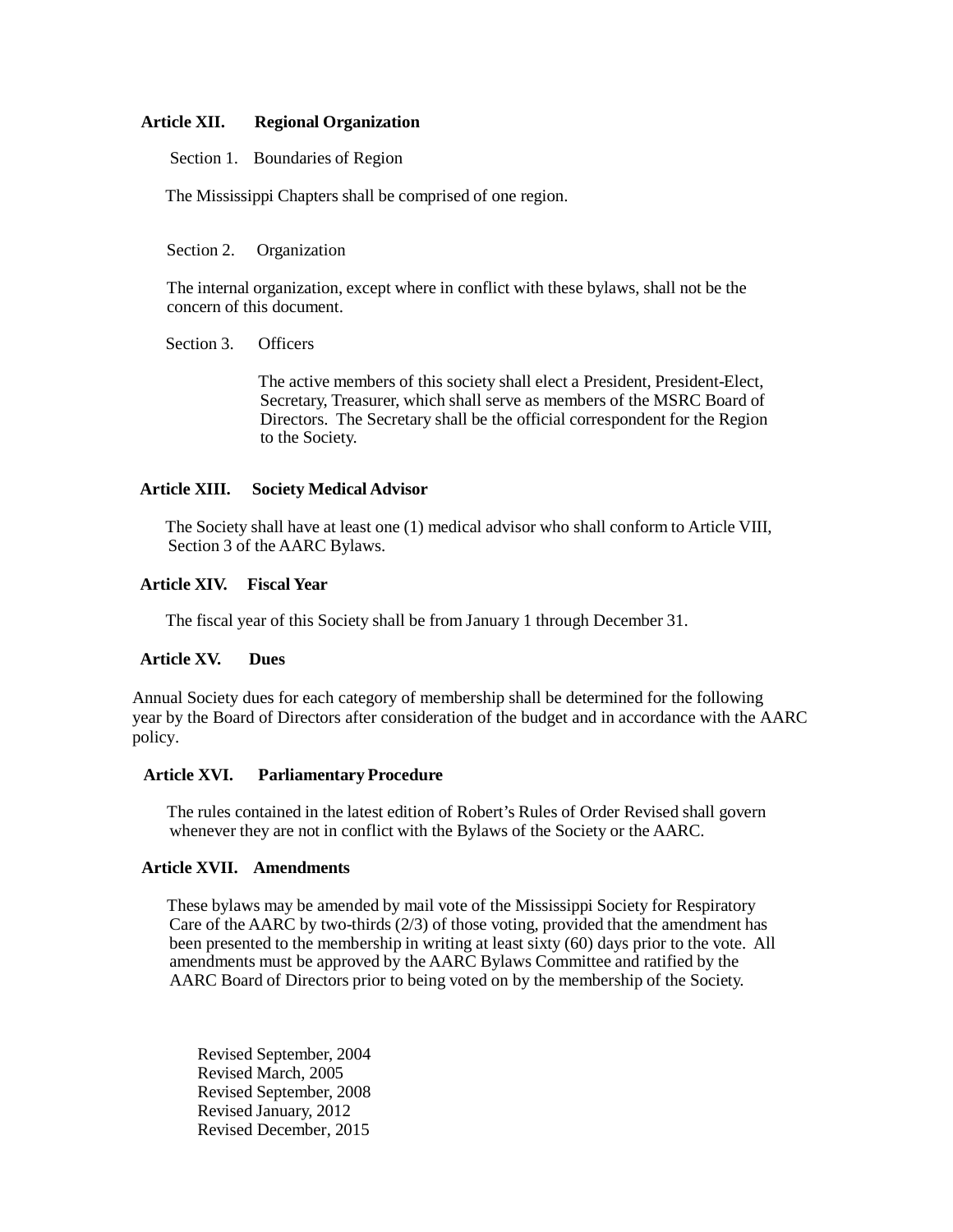**Article XII. Regional Organization**

Section 1. Boundaries of Region

The Mississippi Chapters shall be comprised of one region.

Section 2. Organization

The internal organization, except where in conflict with these bylaws, shall not be the concern of this document.

Section 3. Officers

The active members of this society shall elect a President, President-Elect, Secretary, Treasurer, which shall serve as members of the MSRC Board of Directors. The Secretary shall be the official correspondent for the Region to the Society.

**Article XIII. Society Medical Advisor**

The Society shall have at least one (1) medical advisor who shall conform to Article VIII, Section 3 of the AARC Bylaws.

**Article XIV. Fiscal Year**

The fiscal year of this Society shall be from January 1 through December 31.

**Article XV. Dues**

Annual Society dues for each category of membership shall be determined for the following year by the Board of Directors after consideration of the budget and in accordance with the AARC policy.

**Article XVI. Parliamentary Procedure**

The rules contained in the latest edition of Robert's Rules of Order Revised shall govern whenever they are not in conflict with the Bylaws of the Society or the AARC.

**Article XVII. Amendments**

These bylaws may be amended by mail vote of the Mississippi Society for Respiratory Care of the AARC by two-thirds (2/3) of those voting, provided that the amendment has been presented to the membership in writing at least sixty (60) days prior to the vote. All amendments must be approved by the AARC Bylaws Committee and ratified by the AARC Board of Directors prior to being voted on by the membership of the Society.

Revised September, 2004
Revised March, 2005
Revised September, 2008
Revised January, 2012
Revised December, 2015